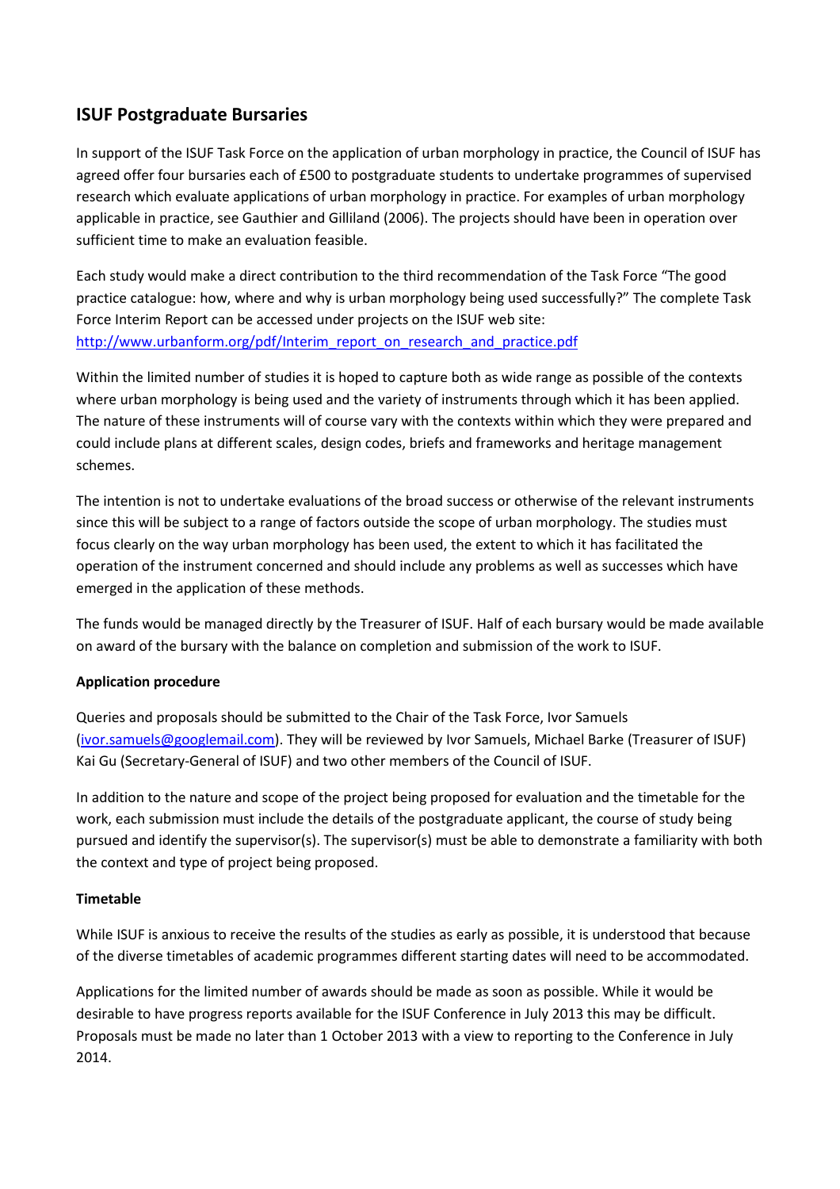## ISUF Postgraduate Bursaries

In support of the ISUF Task Force on the application of urban morphology in practice, the Council of ISUF has agreed offer four bursaries each of £500 to postgraduate students to undertake programmes of supervised research which evaluate applications of urban morphology in practice. For examples of urban morphology applicable in practice, see Gauthier and Gilliland (2006). The projects should have been in operation over sufficient time to make an evaluation feasible.

Each study would make a direct contribution to the third recommendation of the Task Force "The good practice catalogue: how, where and why is urban morphology being used successfully?" The complete Task Force Interim Report can be accessed under projects on the ISUF web site: [http://www.urbanform.org/pdf/Interim_report_on_research_and_practice.pdf](http://www.urbanform.org/pdf/Interim_report_on_research_and_practice.pdf)

Within the limited number of studies it is hoped to capture both as wide range as possible of the contexts where urban morphology is being used and the variety of instruments through which it has been applied. The nature of these instruments will of course vary with the contexts within which they were prepared and could include plans at different scales, design codes, briefs and frameworks and heritage management schemes.

The intention is not to undertake evaluations of the broad success or otherwise of the relevant instruments since this will be subject to a range of factors outside the scope of urban morphology. The studies must focus clearly on the way urban morphology has been used, the extent to which it has facilitated the operation of the instrument concerned and should include any problems as well as successes which have emerged in the application of these methods.

The funds would be managed directly by the Treasurer of ISUF. Half of each bursary would be made available on award of the bursary with the balance on completion and submission of the work to ISUF.

**Application procedure**

Queries and proposals should be submitted to the Chair of the Task Force, Ivor Samuels ([ivor.samuels@googlemail.com](mailto:ivor.samuels@googlemail.com)). They will be reviewed by Ivor Samuels, Michael Barke (Treasurer of ISUF) Kai Gu (Secretary-General of ISUF) and two other members of the Council of ISUF.

In addition to the nature and scope of the project being proposed for evaluation and the timetable for the work, each submission must include the details of the postgraduate applicant, the course of study being pursued and identify the supervisor(s). The supervisor(s) must be able to demonstrate a familiarity with both the context and type of project being proposed.

**Timetable**

While ISUF is anxious to receive the results of the studies as early as possible, it is understood that because of the diverse timetables of academic programmes different starting dates will need to be accommodated.

Applications for the limited number of awards should be made as soon as possible. While it would be desirable to have progress reports available for the ISUF Conference in July 2013 this may be difficult. Proposals must be made no later than 1 October 2013 with a view to reporting to the Conference in July 2014.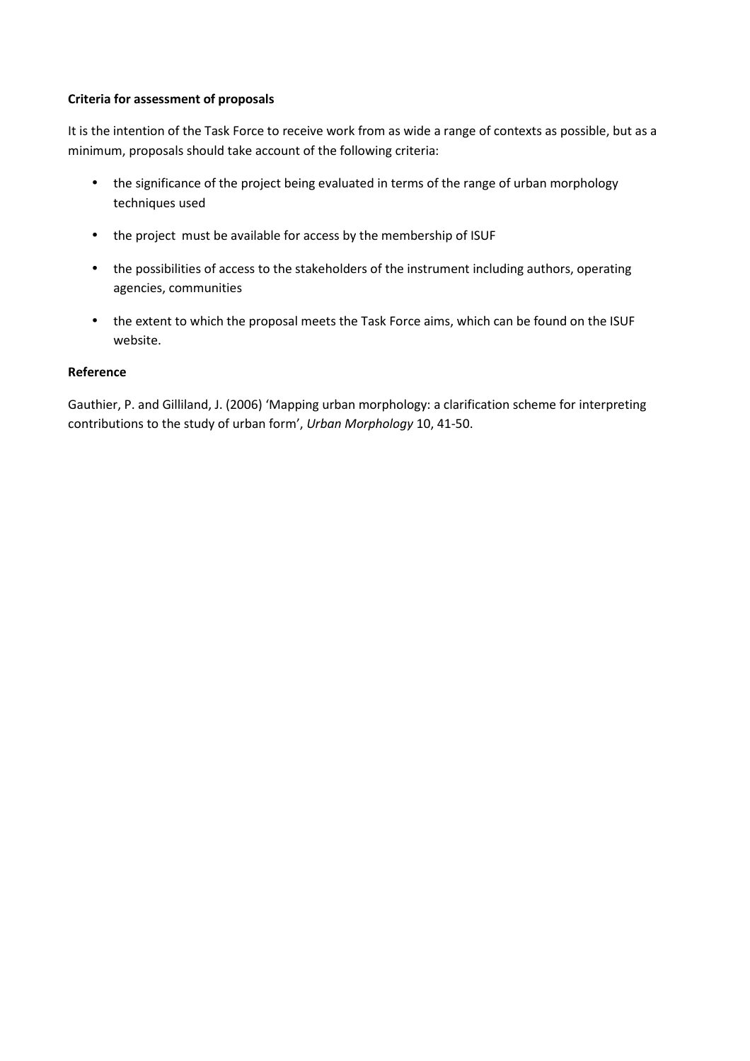**Criteria for assessment of proposals**

It is the intention of the Task Force to receive work from as wide a range of contexts as possible, but as a minimum, proposals should take account of the following criteria:

- the significance of the project being evaluated in terms of the range of urban morphology techniques used
- the project must be available for access by the membership of ISUF
- the possibilities of access to the stakeholders of the instrument including authors, operating agencies, communities
- the extent to which the proposal meets the Task Force aims, which can be found on the ISUF website.

**Reference**

Gauthier, P. and Gilliland, J. (2006) 'Mapping urban morphology: a clarification scheme for interpreting contributions to the study of urban form', *Urban Morphology* 10, 41-50.